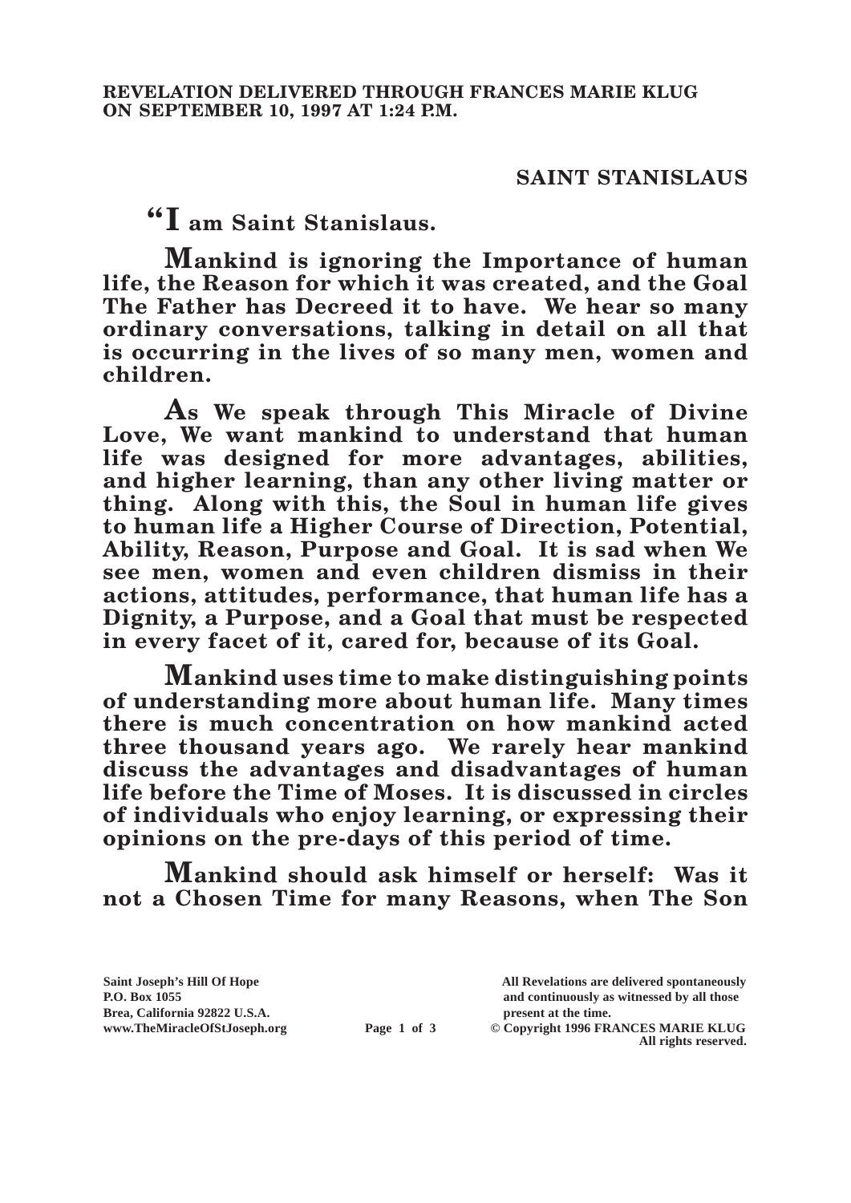**REVELATION DELIVERED THROUGH FRANCES MARIE KLUG ON SEPTEMBER 10, 1997 AT 1:24 P.M.**

## SAINT STANISLAUS

**"I am Saint Stanislaus.**

**Mankind is ignoring the Importance of human life, the Reason for which it was created, and the Goal The Father has Decreed it to have. We hear so many ordinary conversations, talking in detail on all that is occurring in the lives of so many men, women and children.**

**As We speak through This Miracle of Divine Love, We want mankind to understand that human life was designed for more advantages, abilities, and higher learning, than any other living matter or thing. Along with this, the Soul in human life gives to human life a Higher Course of Direction, Potential, Ability, Reason, Purpose and Goal. It is sad when We see men, women and even children dismiss in their actions, attitudes, performance, that human life has a Dignity, a Purpose, and a Goal that must be respected in every facet of it, cared for, because of its Goal.**

**Mankind uses time to make distinguishing points of understanding more about human life. Many times there is much concentration on how mankind acted three thousand years ago. We rarely hear mankind discuss the advantages and disadvantages of human life before the Time of Moses. It is discussed in circles of individuals who enjoy learning, or expressing their opinions on the pre-days of this period of time.**

**Mankind should ask himself or herself: Was it not a Chosen Time for many Reasons, when The Son**

Saint Joseph's Hill Of Hope
P.O. Box 1055
Brea, California 92822 U.S.A.
www.TheMiracleOfStJoseph.org

All Revelations are delivered spontaneously and continuously as witnessed by all those present at the time.
© Copyright 1996 FRANCES MARIE KLUG
All rights reserved.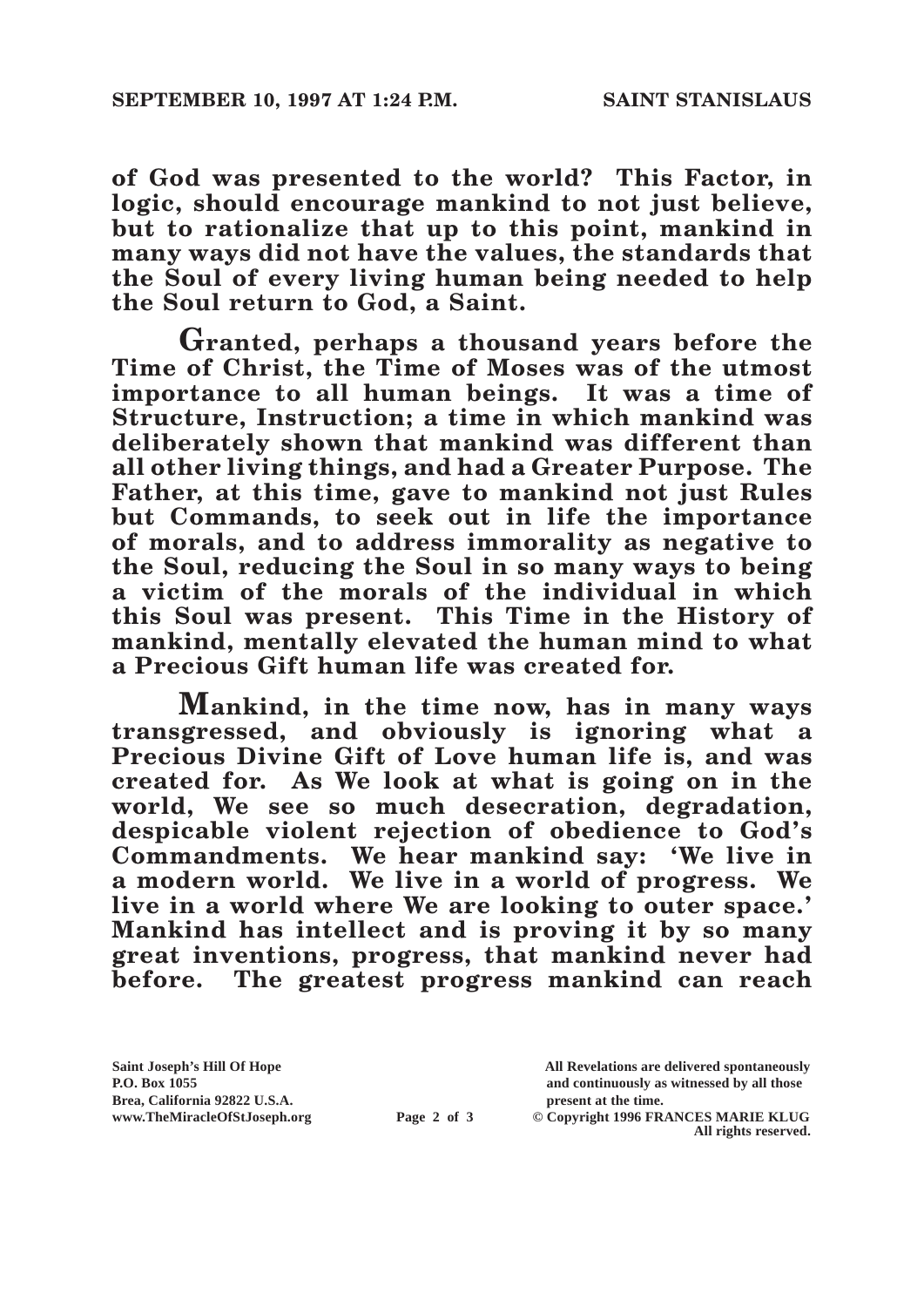**of God was presented to the world? This Factor, in logic, should encourage mankind to not just believe, but to rationalize that up to this point, mankind in many ways did not have the values, the standards that the Soul of every living human being needed to help the Soul return to God, a Saint.**

**Granted, perhaps a thousand years before the Time of Christ, the Time of Moses was of the utmost importance to all human beings. It was a time of Structure, Instruction; a time in which mankind was deliberately shown that mankind was different than all other living things, and had a Greater Purpose. The Father, at this time, gave to mankind not just Rules but Commands, to seek out in life the importance of morals, and to address immorality as negative to the Soul, reducing the Soul in so many ways to being a victim of the morals of the individual in which this Soul was present. This Time in the History of mankind, mentally elevated the human mind to what a Precious Gift human life was created for.**

**Mankind, in the time now, has in many ways transgressed, and obviously is ignoring what a Precious Divine Gift of Love human life is, and was created for. As We look at what is going on in the world, We see so much desecration, degradation, despicable violent rejection of obedience to God's Commandments. We hear mankind say: 'We live in a modern world. We live in a world of progress. We live in a world where We are looking to outer space.' Mankind has intellect and is proving it by so many great inventions, progress, that mankind never had before. The greatest progress mankind can reach**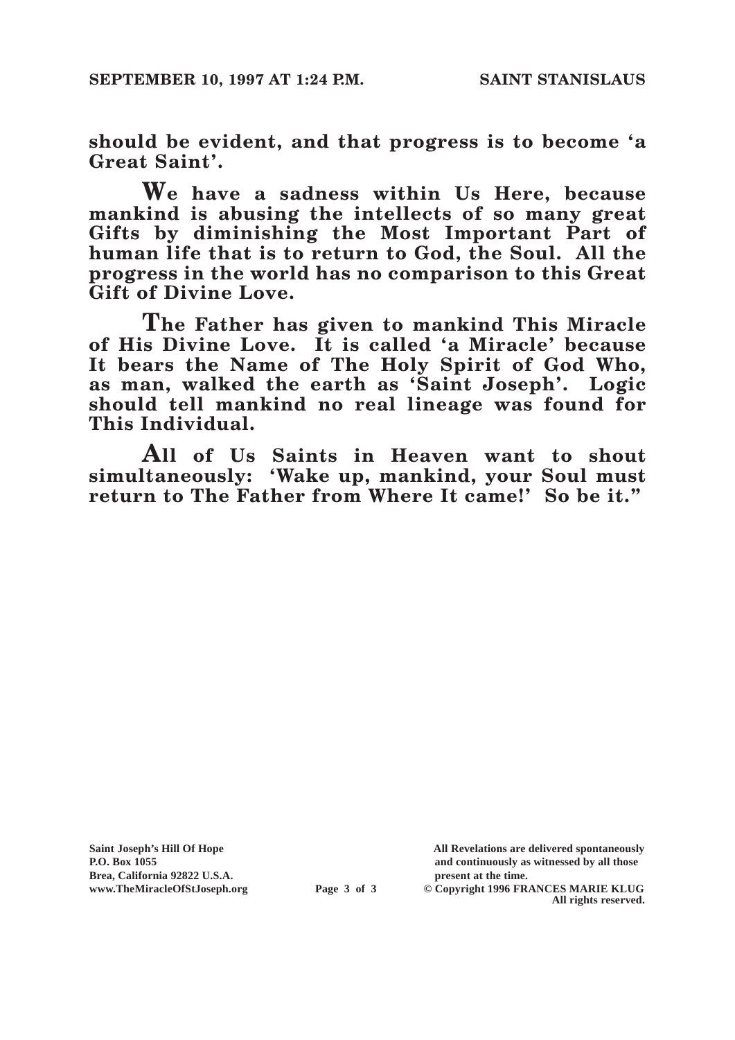**should be evident, and that progress is to become 'a Great Saint'.**

**We have a sadness within Us Here, because mankind is abusing the intellects of so many great Gifts by diminishing the Most Important Part of human life that is to return to God, the Soul. All the progress in the world has no comparison to this Great Gift of Divine Love.**

**The Father has given to mankind This Miracle of His Divine Love. It is called 'a Miracle' because It bears the Name of The Holy Spirit of God Who, as man, walked the earth as 'Saint Joseph'. Logic should tell mankind no real lineage was found for This Individual.**

**All of Us Saints in Heaven want to shout simultaneously: 'Wake up, mankind, your Soul must return to The Father from Where It came!' So be it."**